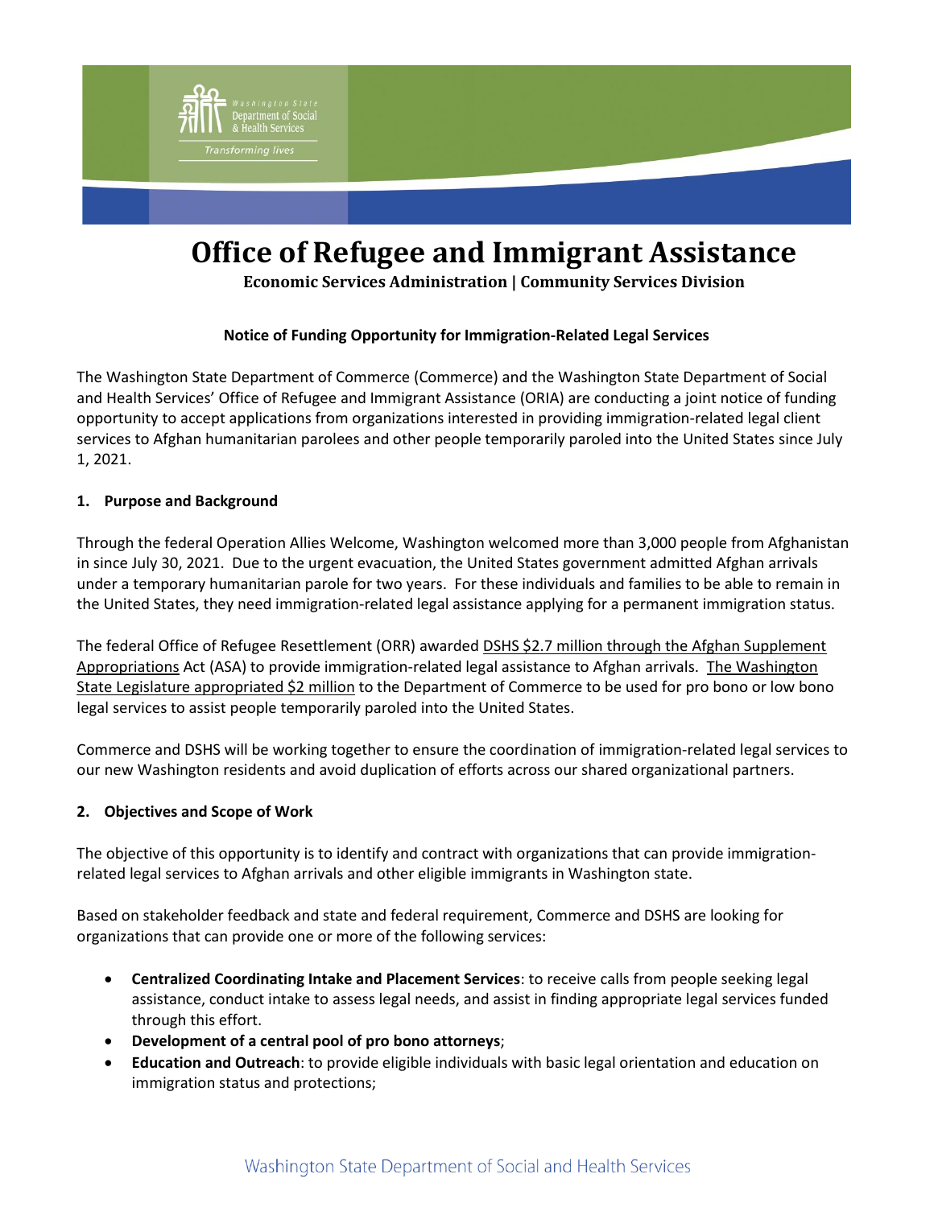# Office of Refugee and Immigrant Assistance

**Economic Services Administration | Community Services Division**

**Notice of Funding Opportunity for Immigration-Related Legal Services**

The Washington State Department of Commerce (Commerce) and the Washington State Department of Social and Health Services' Office of Refugee and Immigrant Assistance (ORIA) are conducting a joint notice of funding opportunity to accept applications from organizations interested in providing immigration-related legal client services to Afghan humanitarian parolees and other people temporarily paroled into the United States since July 1, 2021.

## 1. Purpose and Background

Through the federal Operation Allies Welcome, Washington welcomed more than 3,000 people from Afghanistan in since July 30, 2021. Due to the urgent evacuation, the United States government admitted Afghan arrivals under a temporary humanitarian parole for two years. For these individuals and families to be able to remain in the United States, they need immigration-related legal assistance applying for a permanent immigration status.

The federal Office of Refugee Resettlement (ORR) awarded DSHS $2.7 million through the Afghan Supplement Appropriations Act (ASA) to provide immigration-related legal assistance to Afghan arrivals. The Washington State Legislature appropriated $2 million to the Department of Commerce to be used for pro bono or low bono legal services to assist people temporarily paroled into the United States.

Commerce and DSHS will be working together to ensure the coordination of immigration-related legal services to our new Washington residents and avoid duplication of efforts across our shared organizational partners.

## 2. Objectives and Scope of Work

The objective of this opportunity is to identify and contract with organizations that can provide immigration-related legal services to Afghan arrivals and other eligible immigrants in Washington state.

Based on stakeholder feedback and state and federal requirement, Commerce and DSHS are looking for organizations that can provide one or more of the following services:

- **Centralized Coordinating Intake and Placement Services**: to receive calls from people seeking legal assistance, conduct intake to assess legal needs, and assist in finding appropriate legal services funded through this effort.
- **Development of a central pool of pro bono attorneys**;
- **Education and Outreach**: to provide eligible individuals with basic legal orientation and education on immigration status and protections;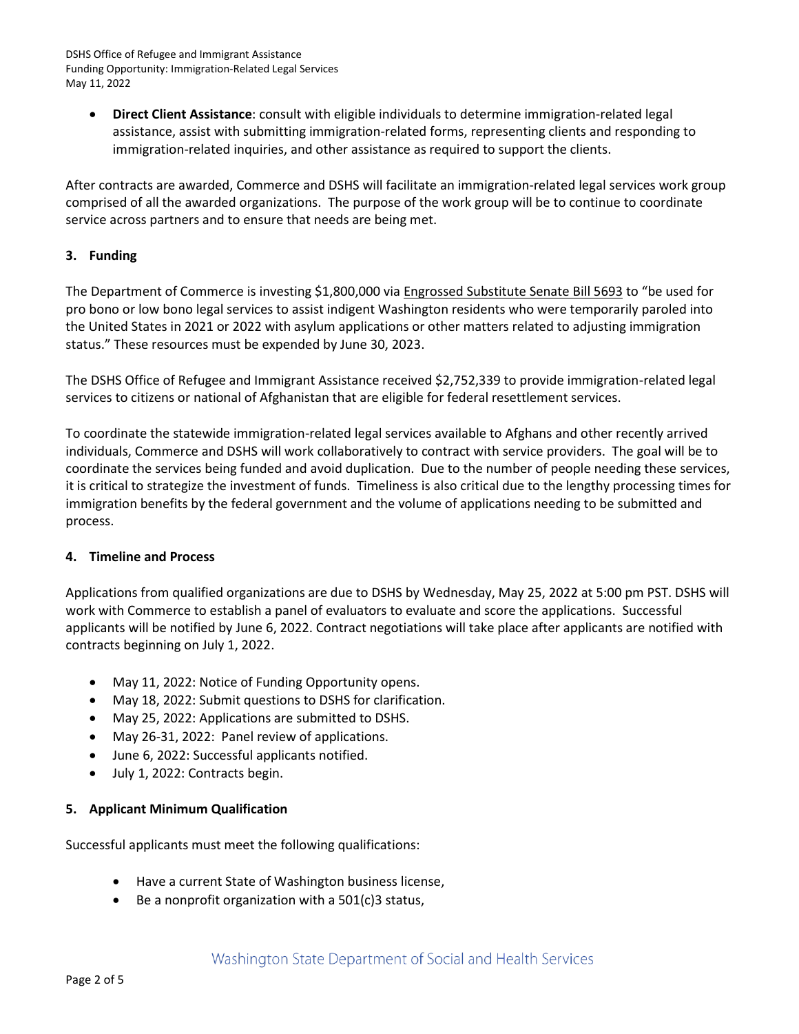- **Direct Client Assistance**: consult with eligible individuals to determine immigration-related legal assistance, assist with submitting immigration-related forms, representing clients and responding to immigration-related inquiries, and other assistance as required to support the clients.

After contracts are awarded, Commerce and DSHS will facilitate an immigration-related legal services work group comprised of all the awarded organizations. The purpose of the work group will be to continue to coordinate service across partners and to ensure that needs are being met.

## 3. Funding

The Department of Commerce is investing $1,800,000 via Engrossed Substitute Senate Bill 5693 to "be used for pro bono or low bono legal services to assist indigent Washington residents who were temporarily paroled into the United States in 2021 or 2022 with asylum applications or other matters related to adjusting immigration status." These resources must be expended by June 30, 2023.

The DSHS Office of Refugee and Immigrant Assistance received $2,752,339 to provide immigration-related legal services to citizens or national of Afghanistan that are eligible for federal resettlement services.

To coordinate the statewide immigration-related legal services available to Afghans and other recently arrived individuals, Commerce and DSHS will work collaboratively to contract with service providers. The goal will be to coordinate the services being funded and avoid duplication. Due to the number of people needing these services, it is critical to strategize the investment of funds. Timeliness is also critical due to the lengthy processing times for immigration benefits by the federal government and the volume of applications needing to be submitted and process.

## 4. Timeline and Process

Applications from qualified organizations are due to DSHS by Wednesday, May 25, 2022 at 5:00 pm PST. DSHS will work with Commerce to establish a panel of evaluators to evaluate and score the applications. Successful applicants will be notified by June 6, 2022. Contract negotiations will take place after applicants are notified with contracts beginning on July 1, 2022.

- May 11, 2022: Notice of Funding Opportunity opens.
- May 18, 2022: Submit questions to DSHS for clarification.
- May 25, 2022: Applications are submitted to DSHS.
- May 26-31, 2022: Panel review of applications.
- June 6, 2022: Successful applicants notified.
- July 1, 2022: Contracts begin.

## 5. Applicant Minimum Qualification

Successful applicants must meet the following qualifications:

- Have a current State of Washington business license,
- Be a nonprofit organization with a 501(c)3 status,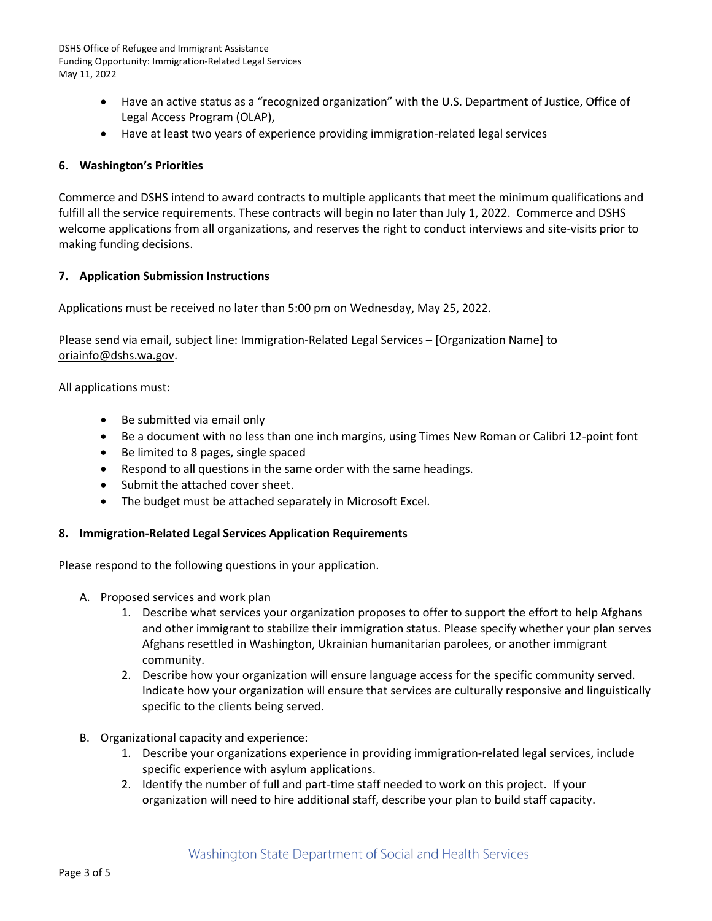- Have an active status as a "recognized organization" with the U.S. Department of Justice, Office of Legal Access Program (OLAP),
- Have at least two years of experience providing immigration-related legal services

## 6. Washington's Priorities

Commerce and DSHS intend to award contracts to multiple applicants that meet the minimum qualifications and fulfill all the service requirements. These contracts will begin no later than July 1, 2022. Commerce and DSHS welcome applications from all organizations, and reserves the right to conduct interviews and site-visits prior to making funding decisions.

## 7. Application Submission Instructions

Applications must be received no later than 5:00 pm on Wednesday, May 25, 2022.

Please send via email, subject line: Immigration-Related Legal Services – [Organization Name] to oriainfo@dshs.wa.gov.

All applications must:

- Be submitted via email only
- Be a document with no less than one inch margins, using Times New Roman or Calibri 12-point font
- Be limited to 8 pages, single spaced
- Respond to all questions in the same order with the same headings.
- Submit the attached cover sheet.
- The budget must be attached separately in Microsoft Excel.

## 8. Immigration-Related Legal Services Application Requirements

Please respond to the following questions in your application.

A. Proposed services and work plan
   1. Describe what services your organization proposes to offer to support the effort to help Afghans and other immigrant to stabilize their immigration status. Please specify whether your plan serves Afghans resettled in Washington, Ukrainian humanitarian parolees, or another immigrant community.
   2. Describe how your organization will ensure language access for the specific community served. Indicate how your organization will ensure that services are culturally responsive and linguistically specific to the clients being served.

B. Organizational capacity and experience:
   1. Describe your organizations experience in providing immigration-related legal services, include specific experience with asylum applications.
   2. Identify the number of full and part-time staff needed to work on this project. If your organization will need to hire additional staff, describe your plan to build staff capacity.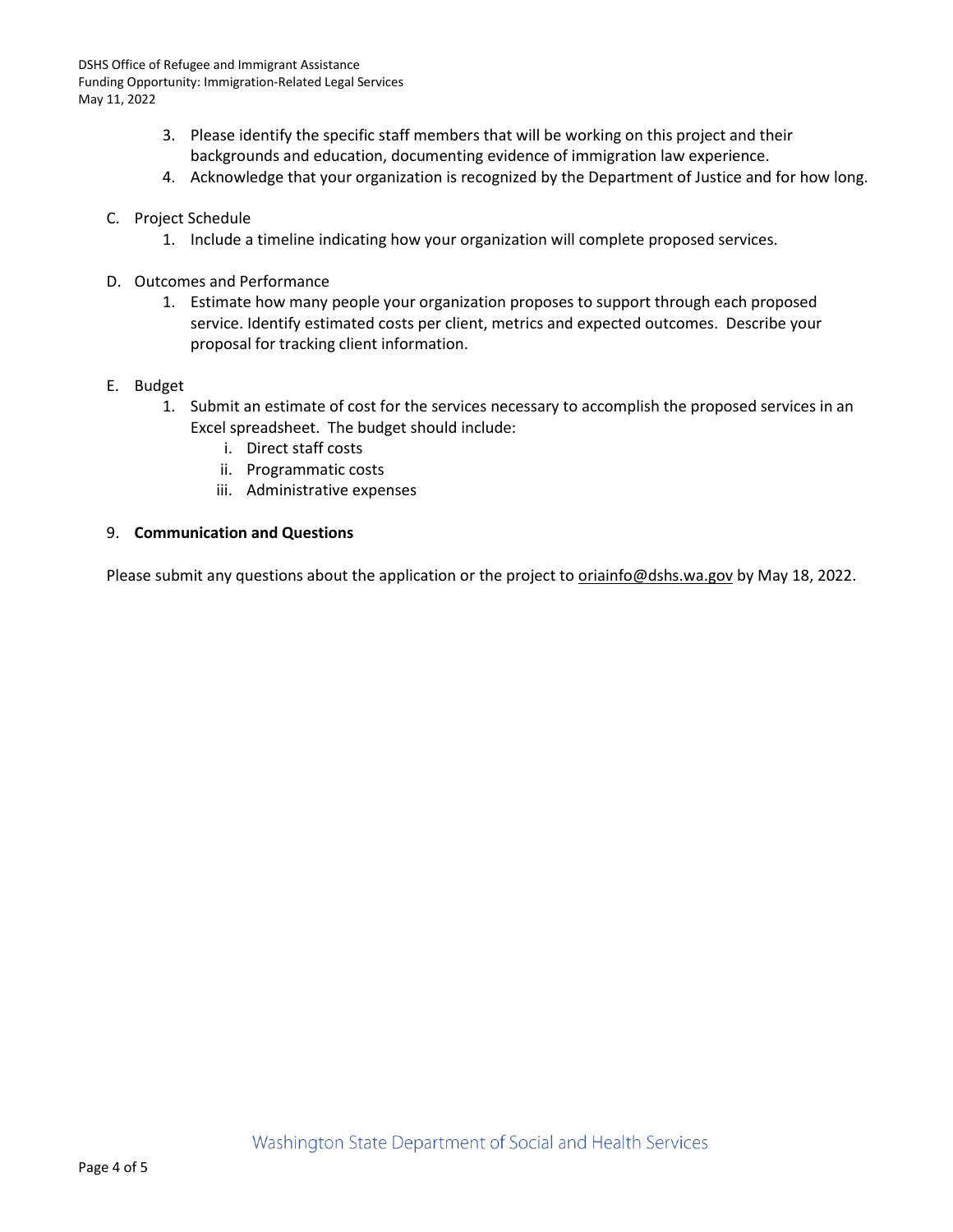3. Please identify the specific staff members that will be working on this project and their backgrounds and education, documenting evidence of immigration law experience.
4. Acknowledge that your organization is recognized by the Department of Justice and for how long.

C. Project Schedule
   1. Include a timeline indicating how your organization will complete proposed services.

D. Outcomes and Performance
   1. Estimate how many people your organization proposes to support through each proposed service. Identify estimated costs per client, metrics and expected outcomes. Describe your proposal for tracking client information.

E. Budget
   1. Submit an estimate of cost for the services necessary to accomplish the proposed services in an Excel spreadsheet. The budget should include:
      i. Direct staff costs
      ii. Programmatic costs
      iii. Administrative expenses

## 9. **Communication and Questions**

Please submit any questions about the application or the project to oriainfo@dshs.wa.gov by May 18, 2022.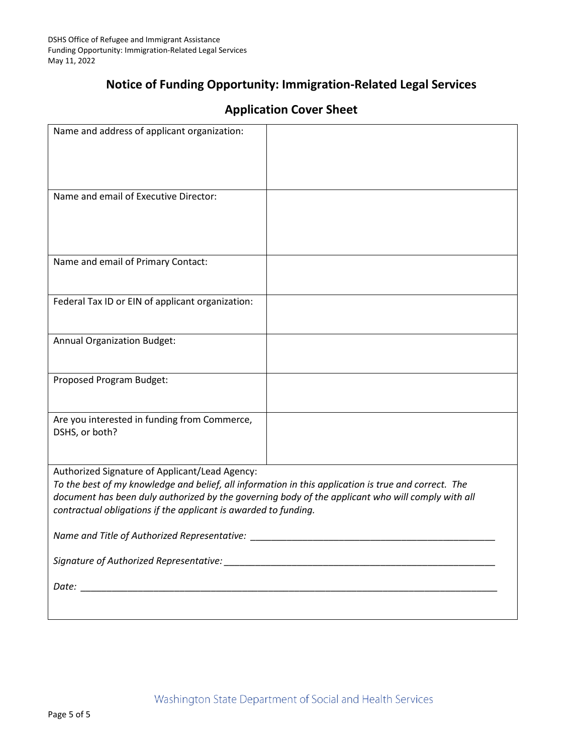# Notice of Funding Opportunity: Immigration-Related Legal Services

## Application Cover Sheet

| | |
|---|---|
| Name and address of applicant organization: | |
| Name and email of Executive Director: | |
| Name and email of Primary Contact: | |
| Federal Tax ID or EIN of applicant organization: | |
| Annual Organization Budget: | |
| Proposed Program Budget: | |
| Are you interested in funding from Commerce, DSHS, or both? | |

Authorized Signature of Applicant/Lead Agency:

*To the best of my knowledge and belief, all information in this application is true and correct. The document has been duly authorized by the governing body of the applicant who will comply with all contractual obligations if the applicant is awarded to funding.*

*Name and Title of Authorized Representative:* ___________________________________________

*Signature of Authorized Representative:* ________________________________________________

*Date:* ______________________________________________________________________________